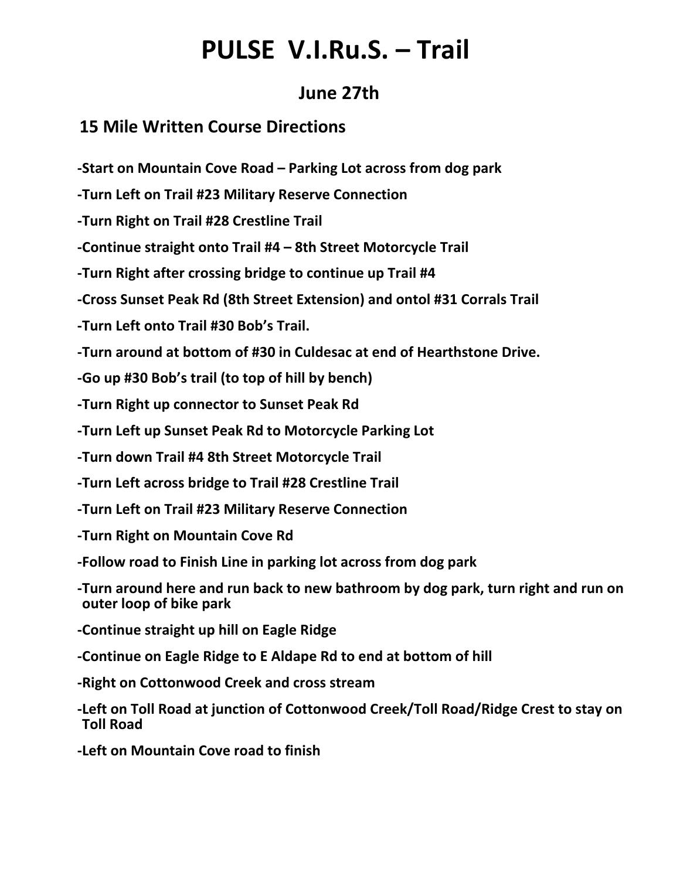# PULSE V.I.Ru.S. – Trail

## June 27th

### 15 Mile Written Course Directions

-Start on Mountain Cove Road – Parking Lot across from dog park

-Turn Left on Trail #23 Military Reserve Connection

-Turn Right on Trail #28 Crestline Trail

-Continue straight onto Trail #4 – 8th Street Motorcycle Trail

-Turn Right after crossing bridge to continue up Trail #4

-Cross Sunset Peak Rd (8th Street Extension) and ontol #31 Corrals Trail

-Turn Left onto Trail #30 Bob's Trail.

-Turn around at bottom of #30 in Culdesac at end of Hearthstone Drive.

-Go up #30 Bob's trail (to top of hill by bench)

-Turn Right up connector to Sunset Peak Rd

-Turn Left up Sunset Peak Rd to Motorcycle Parking Lot

-Turn down Trail #4 8th Street Motorcycle Trail

-Turn Left across bridge to Trail #28 Crestline Trail

-Turn Left on Trail #23 Military Reserve Connection

-Turn Right on Mountain Cove Rd

-Follow road to Finish Line in parking lot across from dog park

-Turn around here and run back to new bathroom by dog park, turn right and run on outer loop of bike park

-Continue straight up hill on Eagle Ridge

-Continue on Eagle Ridge to E Aldape Rd to end at bottom of hill

-Right on Cottonwood Creek and cross stream

-Left on Toll Road at junction of Cottonwood Creek/Toll Road/Ridge Crest to stay on Toll Road

-Left on Mountain Cove road to finish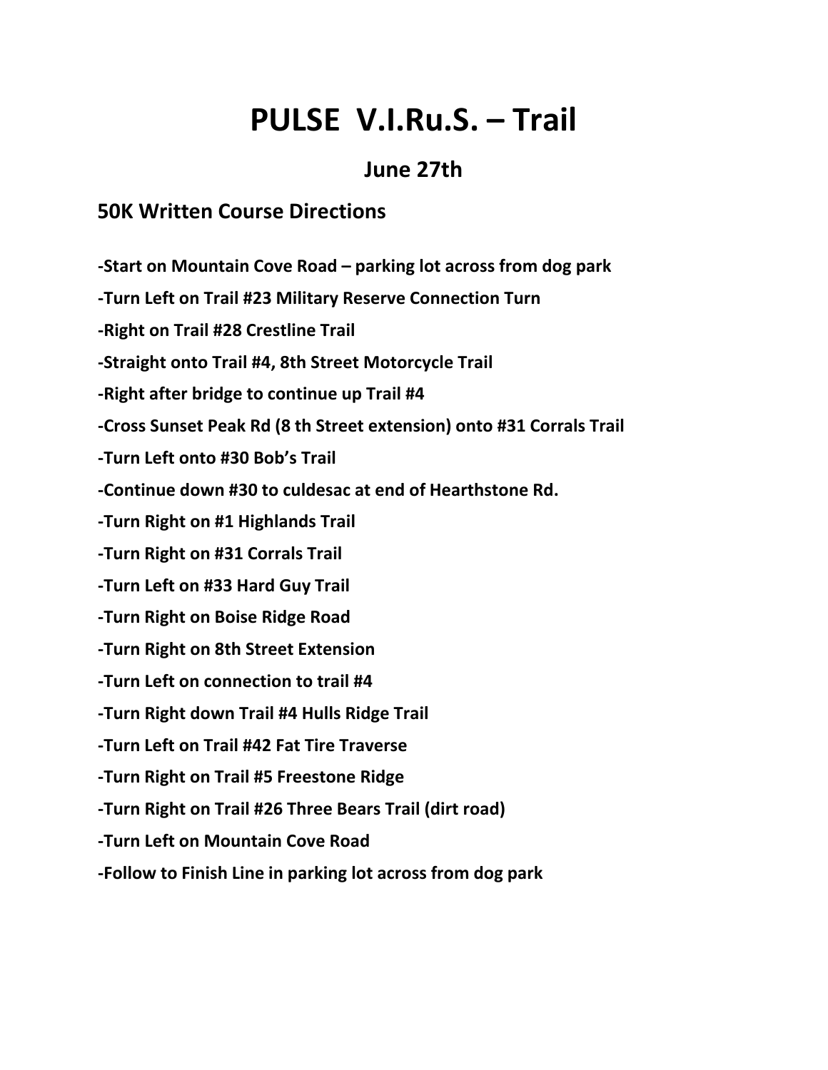# PULSE V.I.Ru.S. – Trail

## June 27th

### 50K Written Course Directions

**-Start on Mountain Cove Road – parking lot across from dog park**

**-Turn Left on Trail #23 Military Reserve Connection Turn**

**-Right on Trail #28 Crestline Trail**

**-Straight onto Trail #4, 8th Street Motorcycle Trail**

**-Right after bridge to continue up Trail #4**

**-Cross Sunset Peak Rd (8 th Street extension) onto #31 Corrals Trail**

**-Turn Left onto #30 Bob's Trail**

**-Continue down #30 to culdesac at end of Hearthstone Rd.**

**-Turn Right on #1 Highlands Trail**

**-Turn Right on #31 Corrals Trail**

**-Turn Left on #33 Hard Guy Trail**

**-Turn Right on Boise Ridge Road**

**-Turn Right on 8th Street Extension**

**-Turn Left on connection to trail #4**

**-Turn Right down Trail #4 Hulls Ridge Trail**

**-Turn Left on Trail #42 Fat Tire Traverse**

**-Turn Right on Trail #5 Freestone Ridge**

**-Turn Right on Trail #26 Three Bears Trail (dirt road)**

**-Turn Left on Mountain Cove Road**

**-Follow to Finish Line in parking lot across from dog park**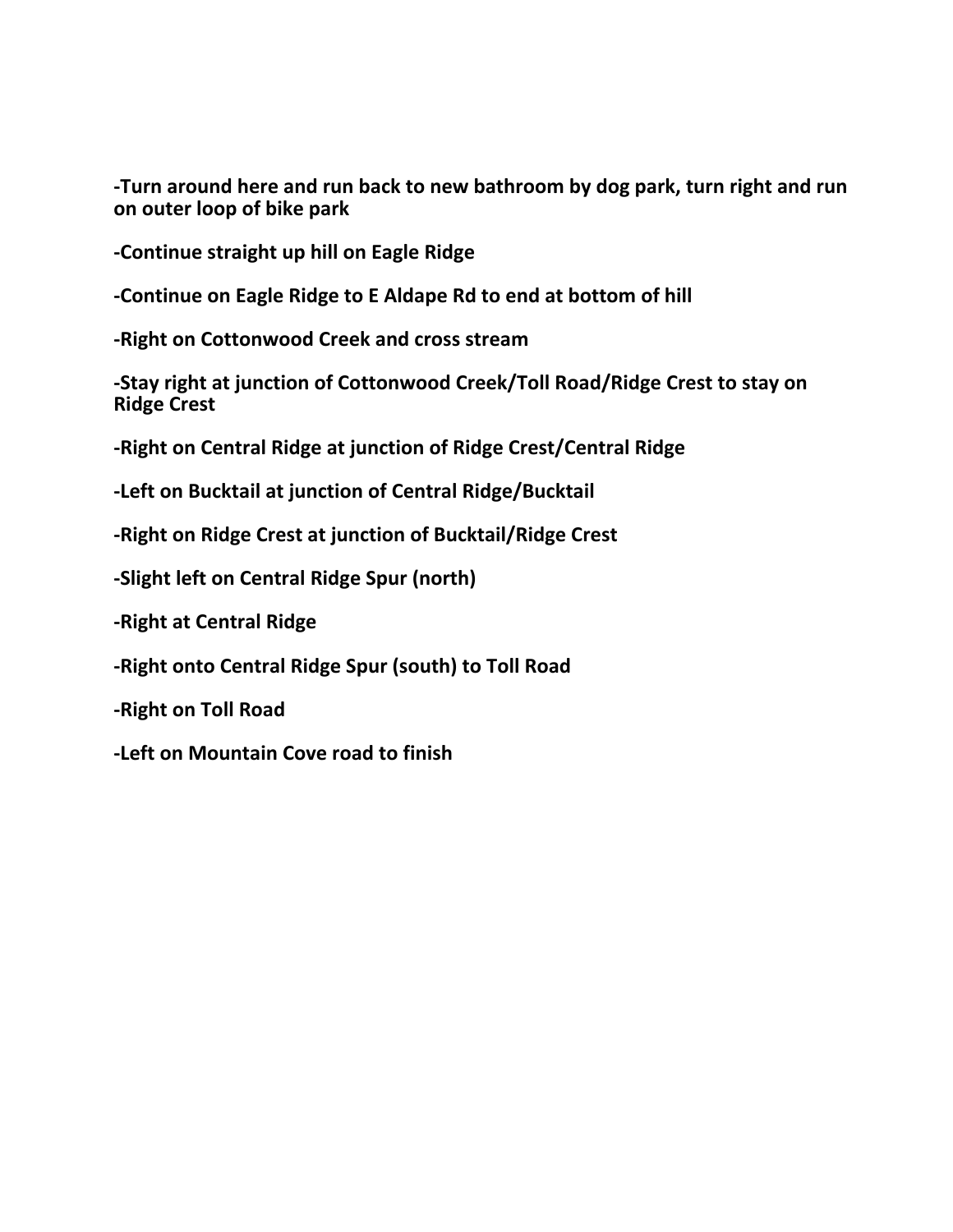**-Turn around here and run back to new bathroom by dog park, turn right and run on outer loop of bike park**

**-Continue straight up hill on Eagle Ridge**

**-Continue on Eagle Ridge to E Aldape Rd to end at bottom of hill**

**-Right on Cottonwood Creek and cross stream**

**-Stay right at junction of Cottonwood Creek/Toll Road/Ridge Crest to stay on Ridge Crest**

**-Right on Central Ridge at junction of Ridge Crest/Central Ridge**

**-Left on Bucktail at junction of Central Ridge/Bucktail**

**-Right on Ridge Crest at junction of Bucktail/Ridge Crest**

**-Slight left on Central Ridge Spur (north)**

**-Right at Central Ridge**

**-Right onto Central Ridge Spur (south) to Toll Road**

**-Right on Toll Road**

**-Left on Mountain Cove road to finish**